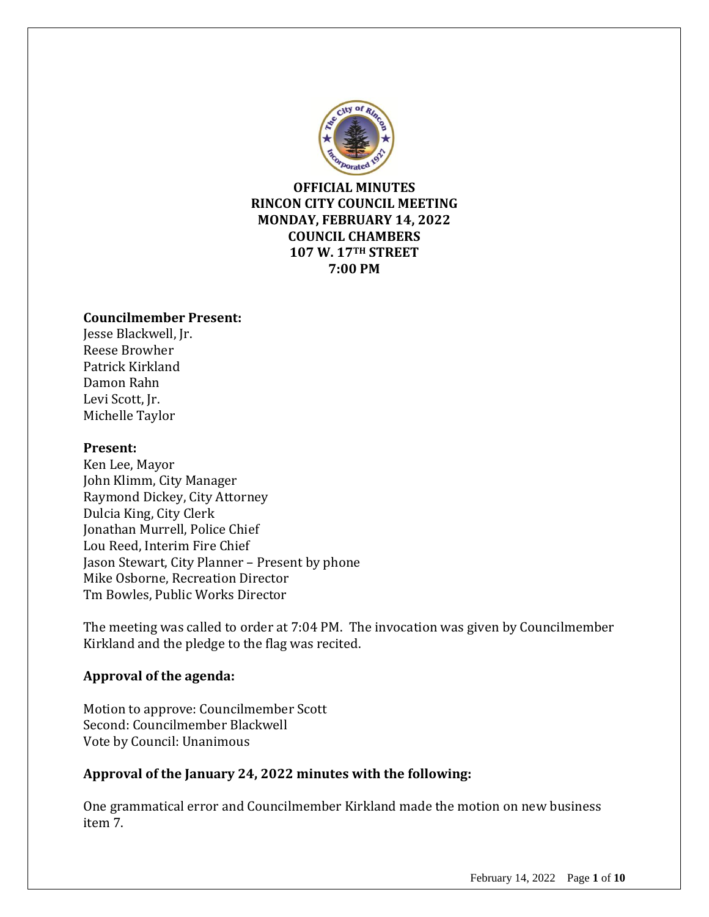**OFFICIAL MINUTES**
**RINCON CITY COUNCIL MEETING**
**MONDAY, FEBRUARY 14, 2022**
**COUNCIL CHAMBERS**
**107 W. 17TH STREET**
**7:00 PM**

**Councilmember Present:**
Jesse Blackwell, Jr.
Reese Browher
Patrick Kirkland
Damon Rahn
Levi Scott, Jr.
Michelle Taylor

**Present:**
Ken Lee, Mayor
John Klimm, City Manager
Raymond Dickey, City Attorney
Dulcia King, City Clerk
Jonathan Murrell, Police Chief
Lou Reed, Interim Fire Chief
Jason Stewart, City Planner – Present by phone
Mike Osborne, Recreation Director
Tm Bowles, Public Works Director

The meeting was called to order at 7:04 PM. The invocation was given by Councilmember Kirkland and the pledge to the flag was recited.

**Approval of the agenda:**

Motion to approve: Councilmember Scott
Second: Councilmember Blackwell
Vote by Council: Unanimous

**Approval of the January 24, 2022 minutes with the following:**

One grammatical error and Councilmember Kirkland made the motion on new business item 7.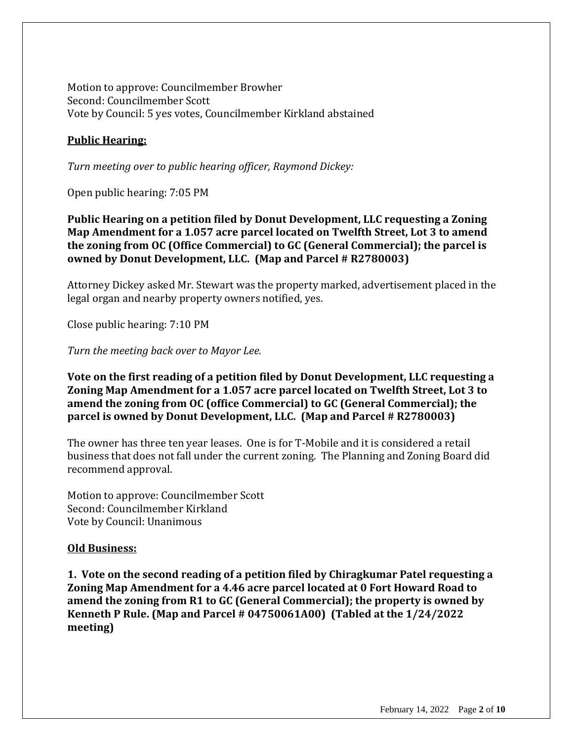Motion to approve: Councilmember Browher
Second: Councilmember Scott
Vote by Council: 5 yes votes, Councilmember Kirkland abstained

**Public Hearing:**

*Turn meeting over to public hearing officer, Raymond Dickey:*

Open public hearing: 7:05 PM

**Public Hearing on a petition filed by Donut Development, LLC requesting a Zoning Map Amendment for a 1.057 acre parcel located on Twelfth Street, Lot 3 to amend the zoning from OC (Office Commercial) to GC (General Commercial); the parcel is owned by Donut Development, LLC. (Map and Parcel # R2780003)**

Attorney Dickey asked Mr. Stewart was the property marked, advertisement placed in the legal organ and nearby property owners notified, yes.

Close public hearing: 7:10 PM

*Turn the meeting back over to Mayor Lee.*

**Vote on the first reading of a petition filed by Donut Development, LLC requesting a Zoning Map Amendment for a 1.057 acre parcel located on Twelfth Street, Lot 3 to amend the zoning from OC (office Commercial) to GC (General Commercial); the parcel is owned by Donut Development, LLC. (Map and Parcel # R2780003)**

The owner has three ten year leases. One is for T-Mobile and it is considered a retail business that does not fall under the current zoning. The Planning and Zoning Board did recommend approval.

Motion to approve: Councilmember Scott
Second: Councilmember Kirkland
Vote by Council: Unanimous

**Old Business:**

**1. Vote on the second reading of a petition filed by Chiragkumar Patel requesting a Zoning Map Amendment for a 4.46 acre parcel located at 0 Fort Howard Road to amend the zoning from R1 to GC (General Commercial); the property is owned by Kenneth P Rule. (Map and Parcel # 04750061A00) (Tabled at the 1/24/2022 meeting)**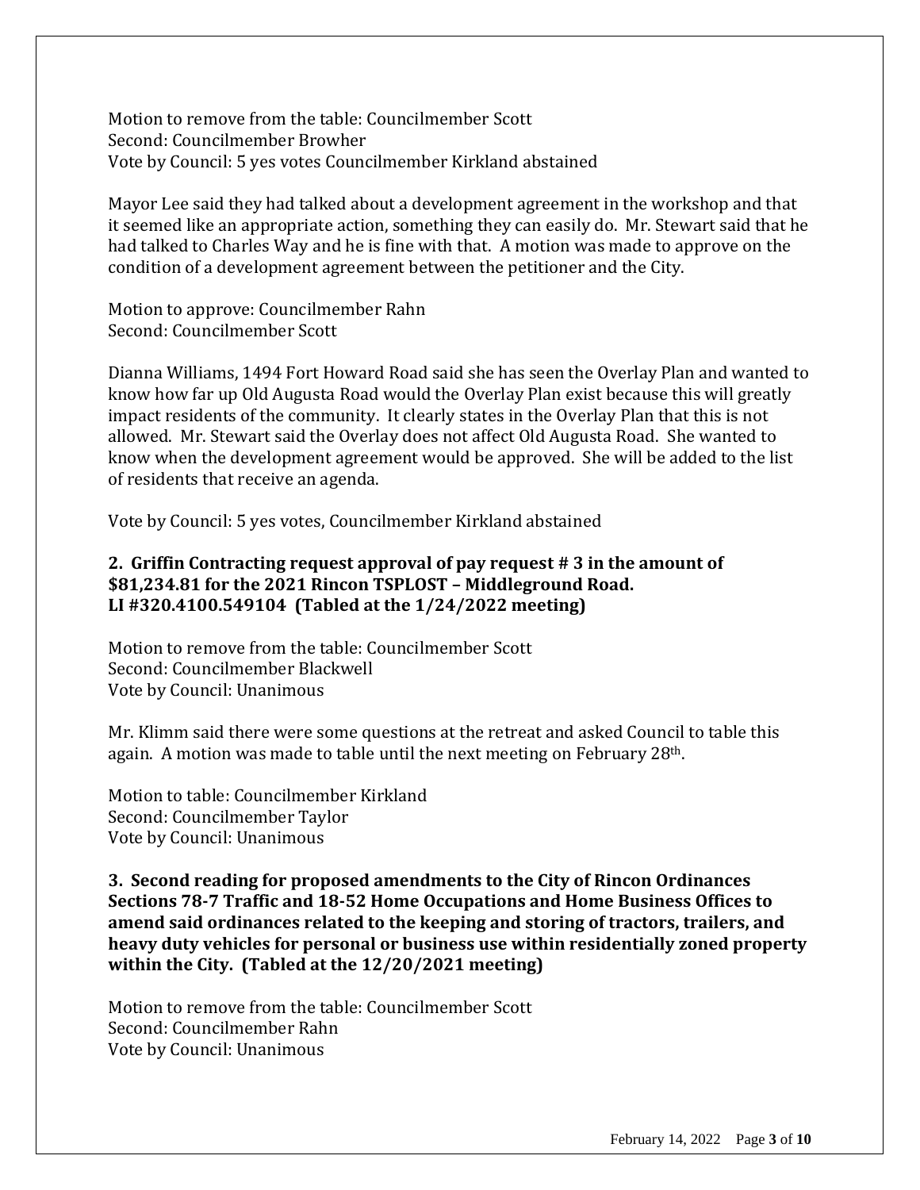Motion to remove from the table: Councilmember Scott
Second: Councilmember Browher
Vote by Council: 5 yes votes Councilmember Kirkland abstained

Mayor Lee said they had talked about a development agreement in the workshop and that it seemed like an appropriate action, something they can easily do. Mr. Stewart said that he had talked to Charles Way and he is fine with that. A motion was made to approve on the condition of a development agreement between the petitioner and the City.

Motion to approve: Councilmember Rahn
Second: Councilmember Scott

Dianna Williams, 1494 Fort Howard Road said she has seen the Overlay Plan and wanted to know how far up Old Augusta Road would the Overlay Plan exist because this will greatly impact residents of the community. It clearly states in the Overlay Plan that this is not allowed. Mr. Stewart said the Overlay does not affect Old Augusta Road. She wanted to know when the development agreement would be approved. She will be added to the list of residents that receive an agenda.

Vote by Council: 5 yes votes, Councilmember Kirkland abstained

**2. Griffin Contracting request approval of pay request # 3 in the amount of $81,234.81 for the 2021 Rincon TSPLOST – Middleground Road. LI #320.4100.549104 (Tabled at the 1/24/2022 meeting)**

Motion to remove from the table: Councilmember Scott
Second: Councilmember Blackwell
Vote by Council: Unanimous

Mr. Klimm said there were some questions at the retreat and asked Council to table this again. A motion was made to table until the next meeting on February 28th.

Motion to table: Councilmember Kirkland
Second: Councilmember Taylor
Vote by Council: Unanimous

**3. Second reading for proposed amendments to the City of Rincon Ordinances Sections 78-7 Traffic and 18-52 Home Occupations and Home Business Offices to amend said ordinances related to the keeping and storing of tractors, trailers, and heavy duty vehicles for personal or business use within residentially zoned property within the City. (Tabled at the 12/20/2021 meeting)**

Motion to remove from the table: Councilmember Scott
Second: Councilmember Rahn
Vote by Council: Unanimous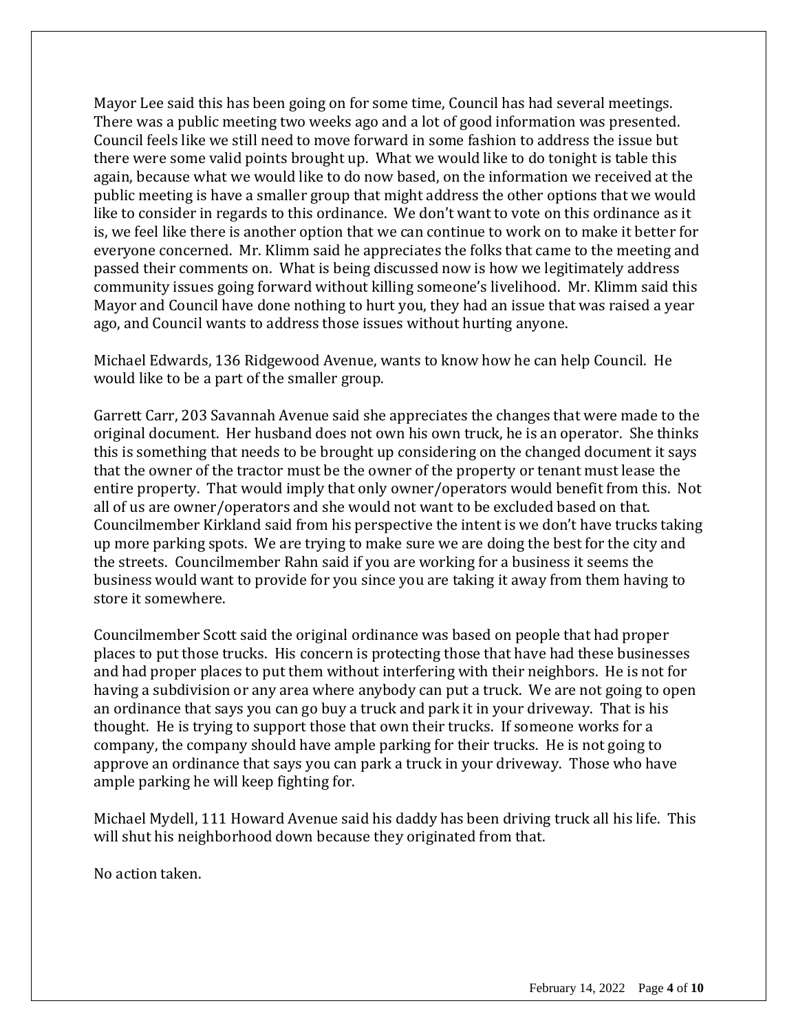Mayor Lee said this has been going on for some time, Council has had several meetings. There was a public meeting two weeks ago and a lot of good information was presented. Council feels like we still need to move forward in some fashion to address the issue but there were some valid points brought up. What we would like to do tonight is table this again, because what we would like to do now based, on the information we received at the public meeting is have a smaller group that might address the other options that we would like to consider in regards to this ordinance. We don't want to vote on this ordinance as it is, we feel like there is another option that we can continue to work on to make it better for everyone concerned. Mr. Klimm said he appreciates the folks that came to the meeting and passed their comments on. What is being discussed now is how we legitimately address community issues going forward without killing someone's livelihood. Mr. Klimm said this Mayor and Council have done nothing to hurt you, they had an issue that was raised a year ago, and Council wants to address those issues without hurting anyone.

Michael Edwards, 136 Ridgewood Avenue, wants to know how he can help Council. He would like to be a part of the smaller group.

Garrett Carr, 203 Savannah Avenue said she appreciates the changes that were made to the original document. Her husband does not own his own truck, he is an operator. She thinks this is something that needs to be brought up considering on the changed document it says that the owner of the tractor must be the owner of the property or tenant must lease the entire property. That would imply that only owner/operators would benefit from this. Not all of us are owner/operators and she would not want to be excluded based on that. Councilmember Kirkland said from his perspective the intent is we don't have trucks taking up more parking spots. We are trying to make sure we are doing the best for the city and the streets. Councilmember Rahn said if you are working for a business it seems the business would want to provide for you since you are taking it away from them having to store it somewhere.

Councilmember Scott said the original ordinance was based on people that had proper places to put those trucks. His concern is protecting those that have had these businesses and had proper places to put them without interfering with their neighbors. He is not for having a subdivision or any area where anybody can put a truck. We are not going to open an ordinance that says you can go buy a truck and park it in your driveway. That is his thought. He is trying to support those that own their trucks. If someone works for a company, the company should have ample parking for their trucks. He is not going to approve an ordinance that says you can park a truck in your driveway. Those who have ample parking he will keep fighting for.

Michael Mydell, 111 Howard Avenue said his daddy has been driving truck all his life. This will shut his neighborhood down because they originated from that.

No action taken.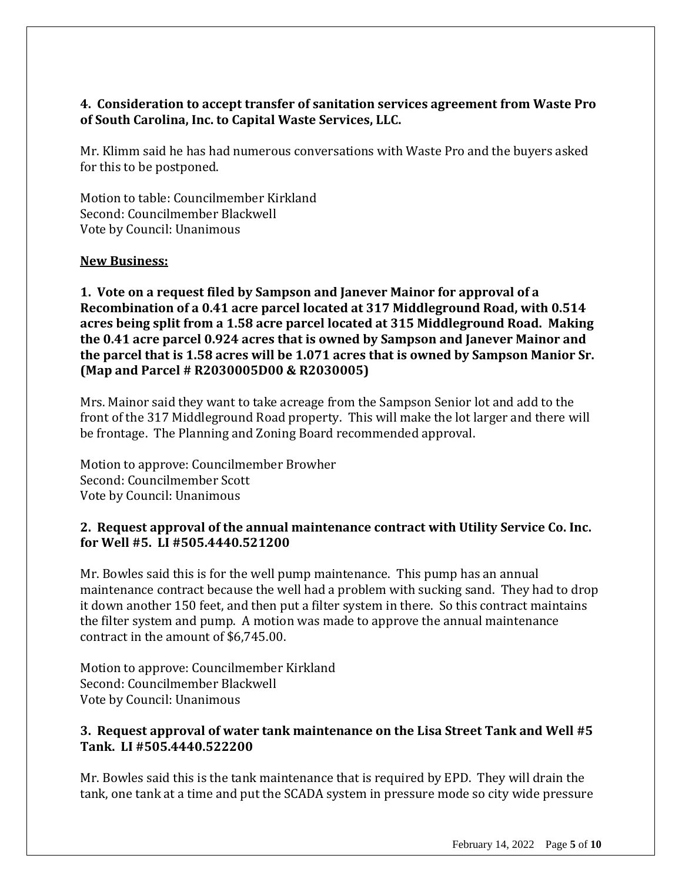**4. Consideration to accept transfer of sanitation services agreement from Waste Pro of South Carolina, Inc. to Capital Waste Services, LLC.**

Mr. Klimm said he has had numerous conversations with Waste Pro and the buyers asked for this to be postponed.

Motion to table: Councilmember Kirkland
Second: Councilmember Blackwell
Vote by Council: Unanimous

**New Business:**

**1. Vote on a request filed by Sampson and Janever Mainor for approval of a Recombination of a 0.41 acre parcel located at 317 Middleground Road, with 0.514 acres being split from a 1.58 acre parcel located at 315 Middleground Road. Making the 0.41 acre parcel 0.924 acres that is owned by Sampson and Janever Mainor and the parcel that is 1.58 acres will be 1.071 acres that is owned by Sampson Manior Sr. (Map and Parcel # R2030005D00 & R2030005)**

Mrs. Mainor said they want to take acreage from the Sampson Senior lot and add to the front of the 317 Middleground Road property. This will make the lot larger and there will be frontage. The Planning and Zoning Board recommended approval.

Motion to approve: Councilmember Browher
Second: Councilmember Scott
Vote by Council: Unanimous

**2. Request approval of the annual maintenance contract with Utility Service Co. Inc. for Well #5. LI #505.4440.521200**

Mr. Bowles said this is for the well pump maintenance. This pump has an annual maintenance contract because the well had a problem with sucking sand. They had to drop it down another 150 feet, and then put a filter system in there. So this contract maintains the filter system and pump. A motion was made to approve the annual maintenance contract in the amount of $6,745.00.

Motion to approve: Councilmember Kirkland
Second: Councilmember Blackwell
Vote by Council: Unanimous

**3. Request approval of water tank maintenance on the Lisa Street Tank and Well #5 Tank. LI #505.4440.522200**

Mr. Bowles said this is the tank maintenance that is required by EPD. They will drain the tank, one tank at a time and put the SCADA system in pressure mode so city wide pressure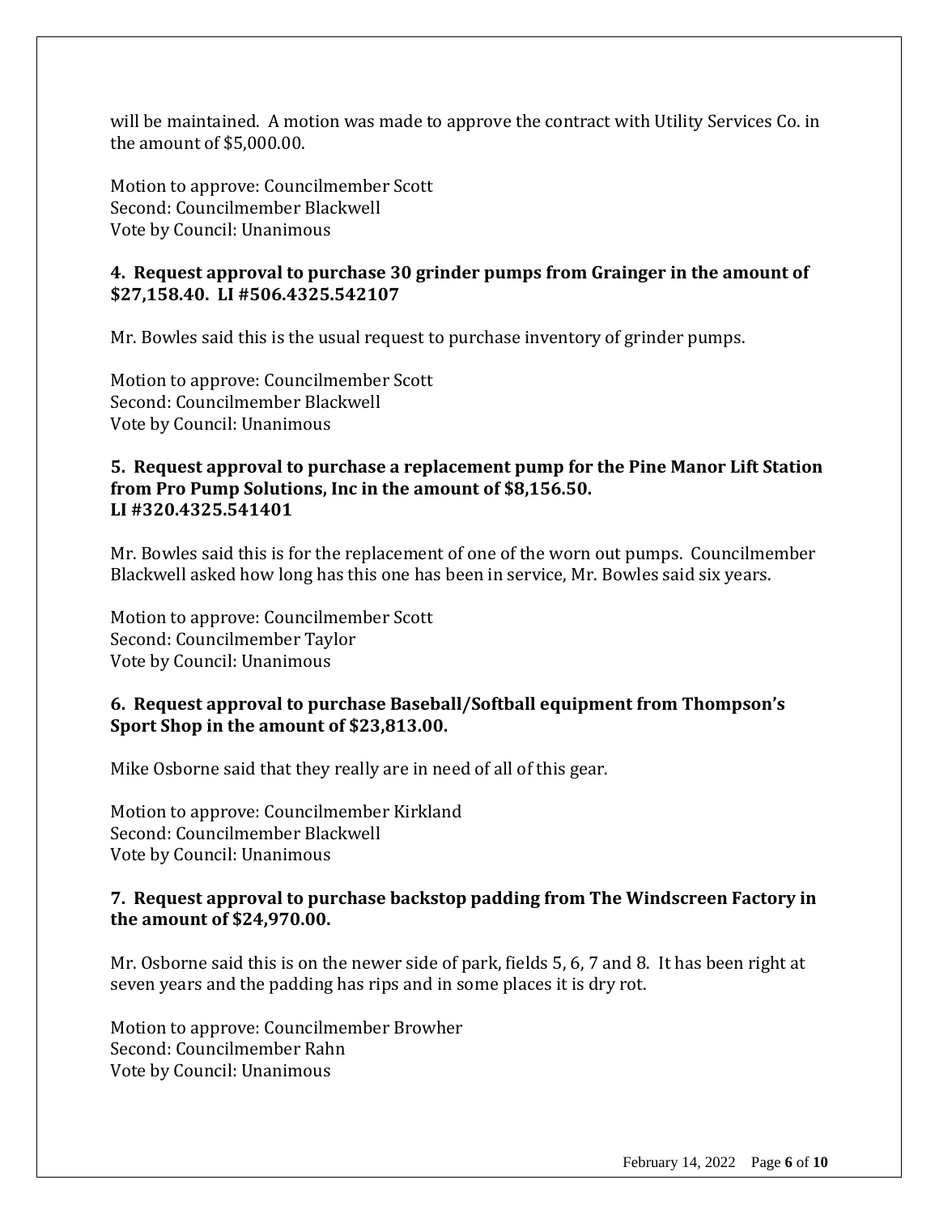will be maintained. A motion was made to approve the contract with Utility Services Co. in the amount of $5,000.00.

Motion to approve: Councilmember Scott
Second: Councilmember Blackwell
Vote by Council: Unanimous

**4. Request approval to purchase 30 grinder pumps from Grainger in the amount of $27,158.40. LI #506.4325.542107**

Mr. Bowles said this is the usual request to purchase inventory of grinder pumps.

Motion to approve: Councilmember Scott
Second: Councilmember Blackwell
Vote by Council: Unanimous

**5. Request approval to purchase a replacement pump for the Pine Manor Lift Station from Pro Pump Solutions, Inc in the amount of $8,156.50. LI #320.4325.541401**

Mr. Bowles said this is for the replacement of one of the worn out pumps. Councilmember Blackwell asked how long has this one has been in service, Mr. Bowles said six years.

Motion to approve: Councilmember Scott
Second: Councilmember Taylor
Vote by Council: Unanimous

**6. Request approval to purchase Baseball/Softball equipment from Thompson's Sport Shop in the amount of $23,813.00.**

Mike Osborne said that they really are in need of all of this gear.

Motion to approve: Councilmember Kirkland
Second: Councilmember Blackwell
Vote by Council: Unanimous

**7. Request approval to purchase backstop padding from The Windscreen Factory in the amount of $24,970.00.**

Mr. Osborne said this is on the newer side of park, fields 5, 6, 7 and 8. It has been right at seven years and the padding has rips and in some places it is dry rot.

Motion to approve: Councilmember Browher
Second: Councilmember Rahn
Vote by Council: Unanimous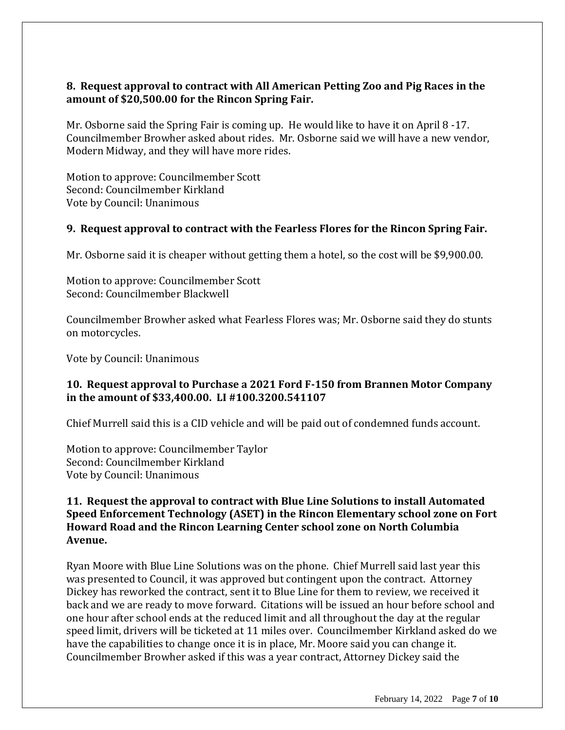**8. Request approval to contract with All American Petting Zoo and Pig Races in the amount of $20,500.00 for the Rincon Spring Fair.**

Mr. Osborne said the Spring Fair is coming up. He would like to have it on April 8 -17. Councilmember Browher asked about rides. Mr. Osborne said we will have a new vendor, Modern Midway, and they will have more rides.

Motion to approve: Councilmember Scott
Second: Councilmember Kirkland
Vote by Council: Unanimous

**9. Request approval to contract with the Fearless Flores for the Rincon Spring Fair.**

Mr. Osborne said it is cheaper without getting them a hotel, so the cost will be $9,900.00.

Motion to approve: Councilmember Scott
Second: Councilmember Blackwell

Councilmember Browher asked what Fearless Flores was; Mr. Osborne said they do stunts on motorcycles.

Vote by Council: Unanimous

**10. Request approval to Purchase a 2021 Ford F-150 from Brannen Motor Company in the amount of $33,400.00. LI #100.3200.541107**

Chief Murrell said this is a CID vehicle and will be paid out of condemned funds account.

Motion to approve: Councilmember Taylor
Second: Councilmember Kirkland
Vote by Council: Unanimous

**11. Request the approval to contract with Blue Line Solutions to install Automated Speed Enforcement Technology (ASET) in the Rincon Elementary school zone on Fort Howard Road and the Rincon Learning Center school zone on North Columbia Avenue.**

Ryan Moore with Blue Line Solutions was on the phone. Chief Murrell said last year this was presented to Council, it was approved but contingent upon the contract. Attorney Dickey has reworked the contract, sent it to Blue Line for them to review, we received it back and we are ready to move forward. Citations will be issued an hour before school and one hour after school ends at the reduced limit and all throughout the day at the regular speed limit, drivers will be ticketed at 11 miles over. Councilmember Kirkland asked do we have the capabilities to change once it is in place, Mr. Moore said you can change it. Councilmember Browher asked if this was a year contract, Attorney Dickey said the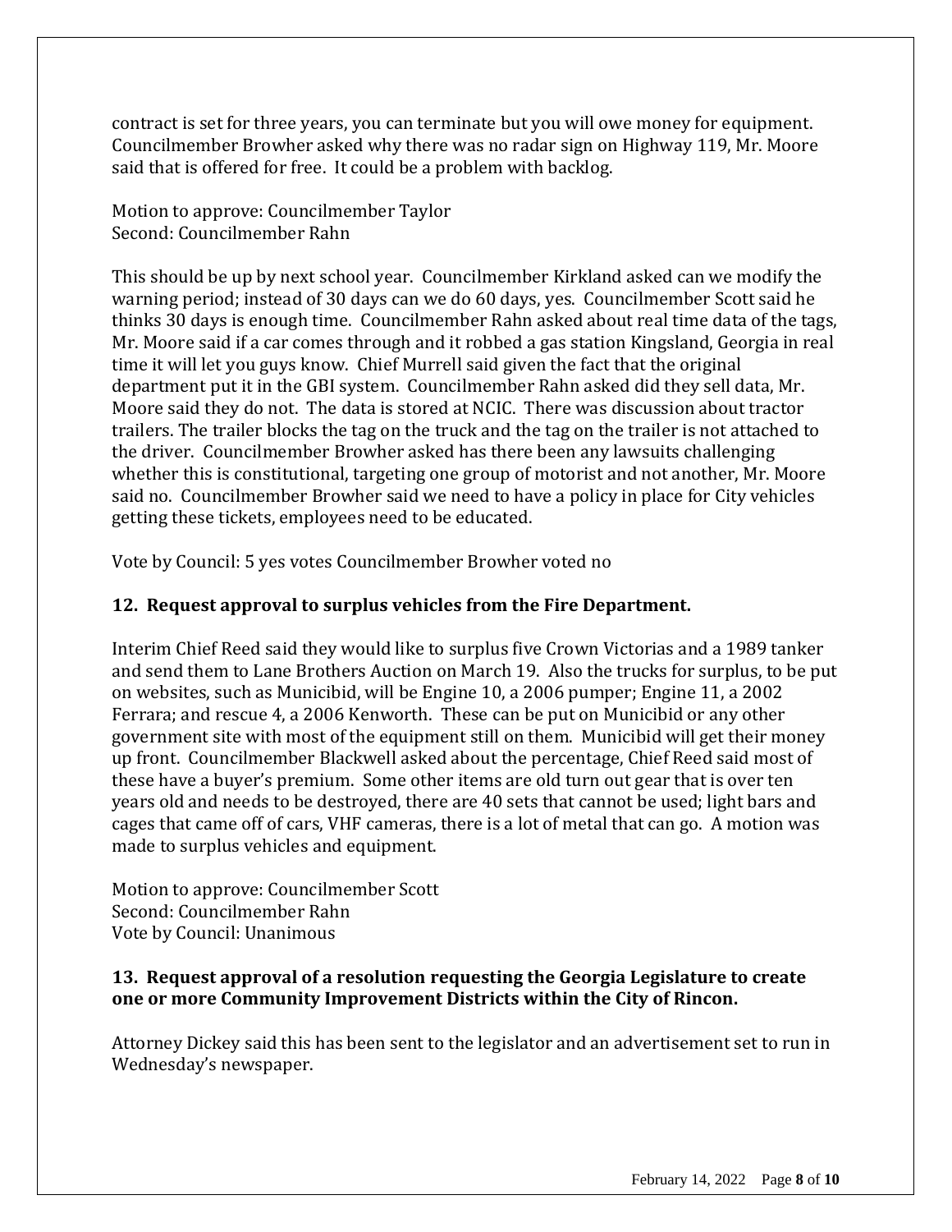contract is set for three years, you can terminate but you will owe money for equipment. Councilmember Browher asked why there was no radar sign on Highway 119, Mr. Moore said that is offered for free. It could be a problem with backlog.

Motion to approve: Councilmember Taylor
Second: Councilmember Rahn

This should be up by next school year. Councilmember Kirkland asked can we modify the warning period; instead of 30 days can we do 60 days, yes. Councilmember Scott said he thinks 30 days is enough time. Councilmember Rahn asked about real time data of the tags, Mr. Moore said if a car comes through and it robbed a gas station Kingsland, Georgia in real time it will let you guys know. Chief Murrell said given the fact that the original department put it in the GBI system. Councilmember Rahn asked did they sell data, Mr. Moore said they do not. The data is stored at NCIC. There was discussion about tractor trailers. The trailer blocks the tag on the truck and the tag on the trailer is not attached to the driver. Councilmember Browher asked has there been any lawsuits challenging whether this is constitutional, targeting one group of motorist and not another, Mr. Moore said no. Councilmember Browher said we need to have a policy in place for City vehicles getting these tickets, employees need to be educated.

Vote by Council: 5 yes votes Councilmember Browher voted no

**12. Request approval to surplus vehicles from the Fire Department.**

Interim Chief Reed said they would like to surplus five Crown Victorias and a 1989 tanker and send them to Lane Brothers Auction on March 19. Also the trucks for surplus, to be put on websites, such as Municibid, will be Engine 10, a 2006 pumper; Engine 11, a 2002 Ferrara; and rescue 4, a 2006 Kenworth. These can be put on Municibid or any other government site with most of the equipment still on them. Municibid will get their money up front. Councilmember Blackwell asked about the percentage, Chief Reed said most of these have a buyer's premium. Some other items are old turn out gear that is over ten years old and needs to be destroyed, there are 40 sets that cannot be used; light bars and cages that came off of cars, VHF cameras, there is a lot of metal that can go. A motion was made to surplus vehicles and equipment.

Motion to approve: Councilmember Scott
Second: Councilmember Rahn
Vote by Council: Unanimous

**13. Request approval of a resolution requesting the Georgia Legislature to create one or more Community Improvement Districts within the City of Rincon.**

Attorney Dickey said this has been sent to the legislator and an advertisement set to run in Wednesday's newspaper.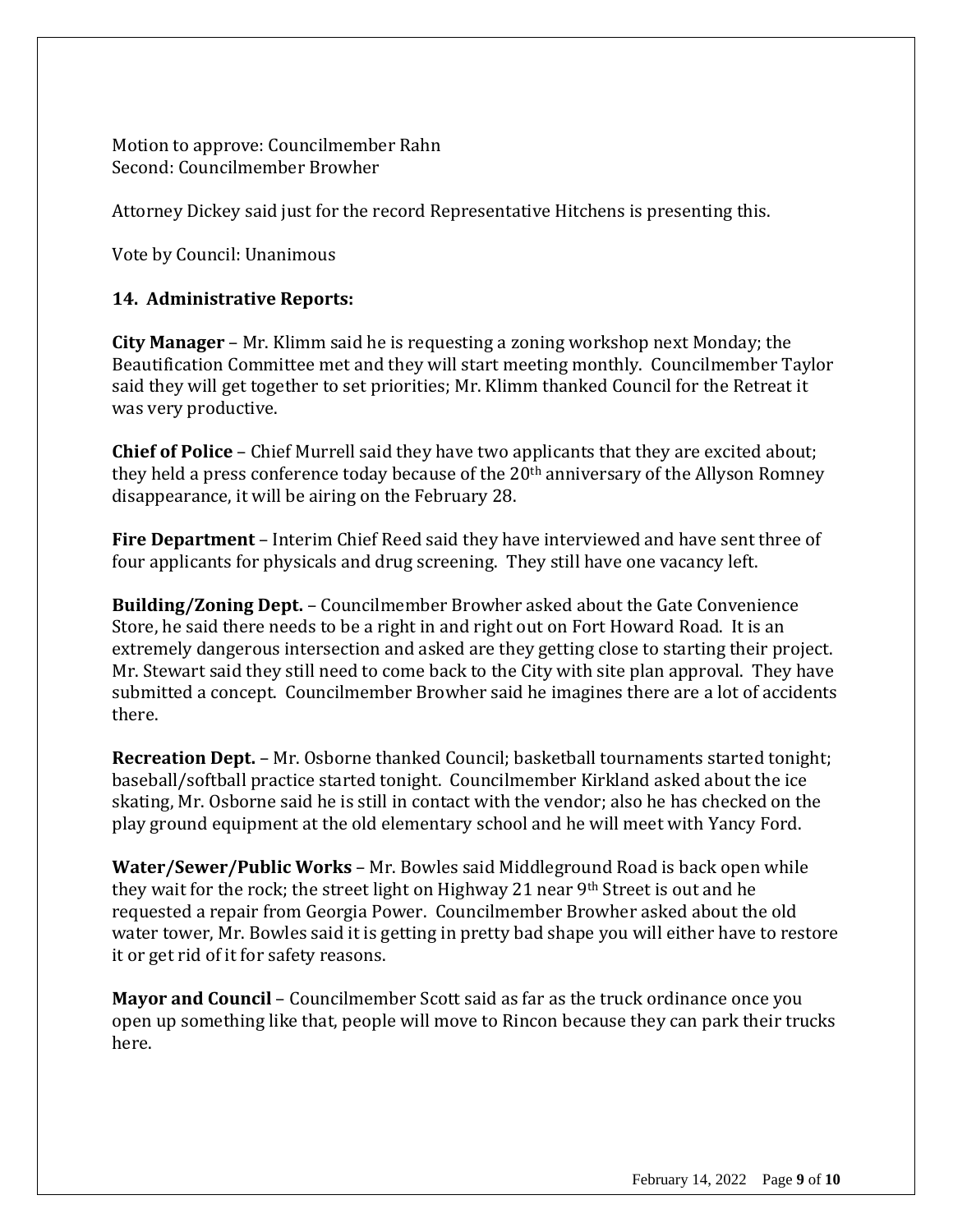Motion to approve: Councilmember Rahn
Second: Councilmember Browher

Attorney Dickey said just for the record Representative Hitchens is presenting this.

Vote by Council: Unanimous

**14. Administrative Reports:**

**City Manager** – Mr. Klimm said he is requesting a zoning workshop next Monday; the Beautification Committee met and they will start meeting monthly. Councilmember Taylor said they will get together to set priorities; Mr. Klimm thanked Council for the Retreat it was very productive.

**Chief of Police** – Chief Murrell said they have two applicants that they are excited about; they held a press conference today because of the 20th anniversary of the Allyson Romney disappearance, it will be airing on the February 28.

**Fire Department** – Interim Chief Reed said they have interviewed and have sent three of four applicants for physicals and drug screening. They still have one vacancy left.

**Building/Zoning Dept.** – Councilmember Browher asked about the Gate Convenience Store, he said there needs to be a right in and right out on Fort Howard Road. It is an extremely dangerous intersection and asked are they getting close to starting their project. Mr. Stewart said they still need to come back to the City with site plan approval. They have submitted a concept. Councilmember Browher said he imagines there are a lot of accidents there.

**Recreation Dept.** – Mr. Osborne thanked Council; basketball tournaments started tonight; baseball/softball practice started tonight. Councilmember Kirkland asked about the ice skating, Mr. Osborne said he is still in contact with the vendor; also he has checked on the play ground equipment at the old elementary school and he will meet with Yancy Ford.

**Water/Sewer/Public Works** – Mr. Bowles said Middleground Road is back open while they wait for the rock; the street light on Highway 21 near 9th Street is out and he requested a repair from Georgia Power. Councilmember Browher asked about the old water tower, Mr. Bowles said it is getting in pretty bad shape you will either have to restore it or get rid of it for safety reasons.

**Mayor and Council** – Councilmember Scott said as far as the truck ordinance once you open up something like that, people will move to Rincon because they can park their trucks here.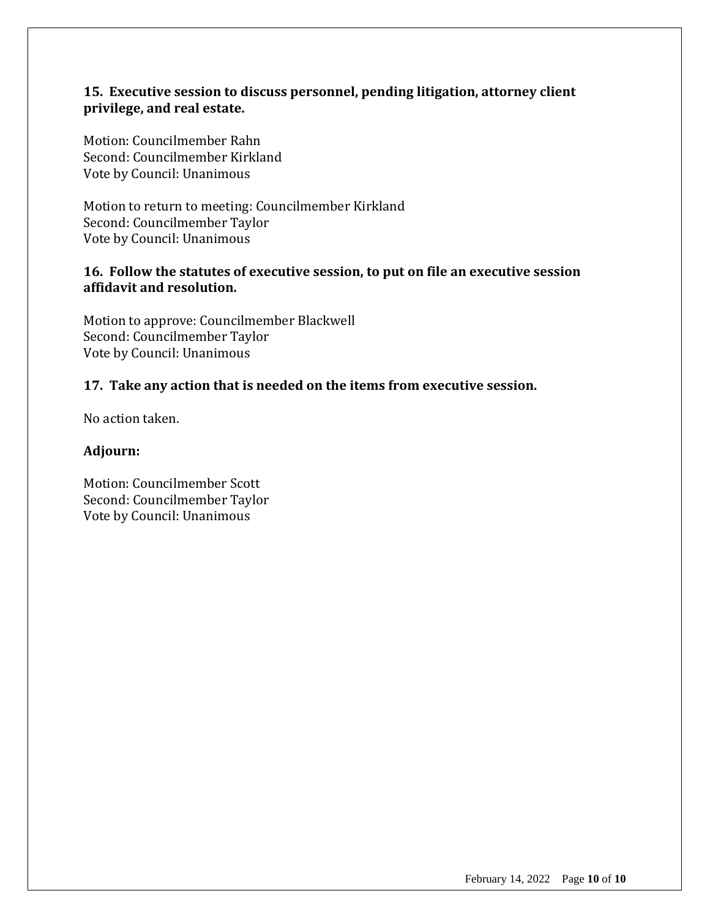**15. Executive session to discuss personnel, pending litigation, attorney client privilege, and real estate.**

Motion: Councilmember Rahn  
Second: Councilmember Kirkland  
Vote by Council: Unanimous

Motion to return to meeting: Councilmember Kirkland  
Second: Councilmember Taylor  
Vote by Council: Unanimous

**16. Follow the statutes of executive session, to put on file an executive session affidavit and resolution.**

Motion to approve: Councilmember Blackwell  
Second: Councilmember Taylor  
Vote by Council: Unanimous

**17. Take any action that is needed on the items from executive session.**

No action taken.

**Adjourn:**

Motion: Councilmember Scott  
Second: Councilmember Taylor  
Vote by Council: Unanimous